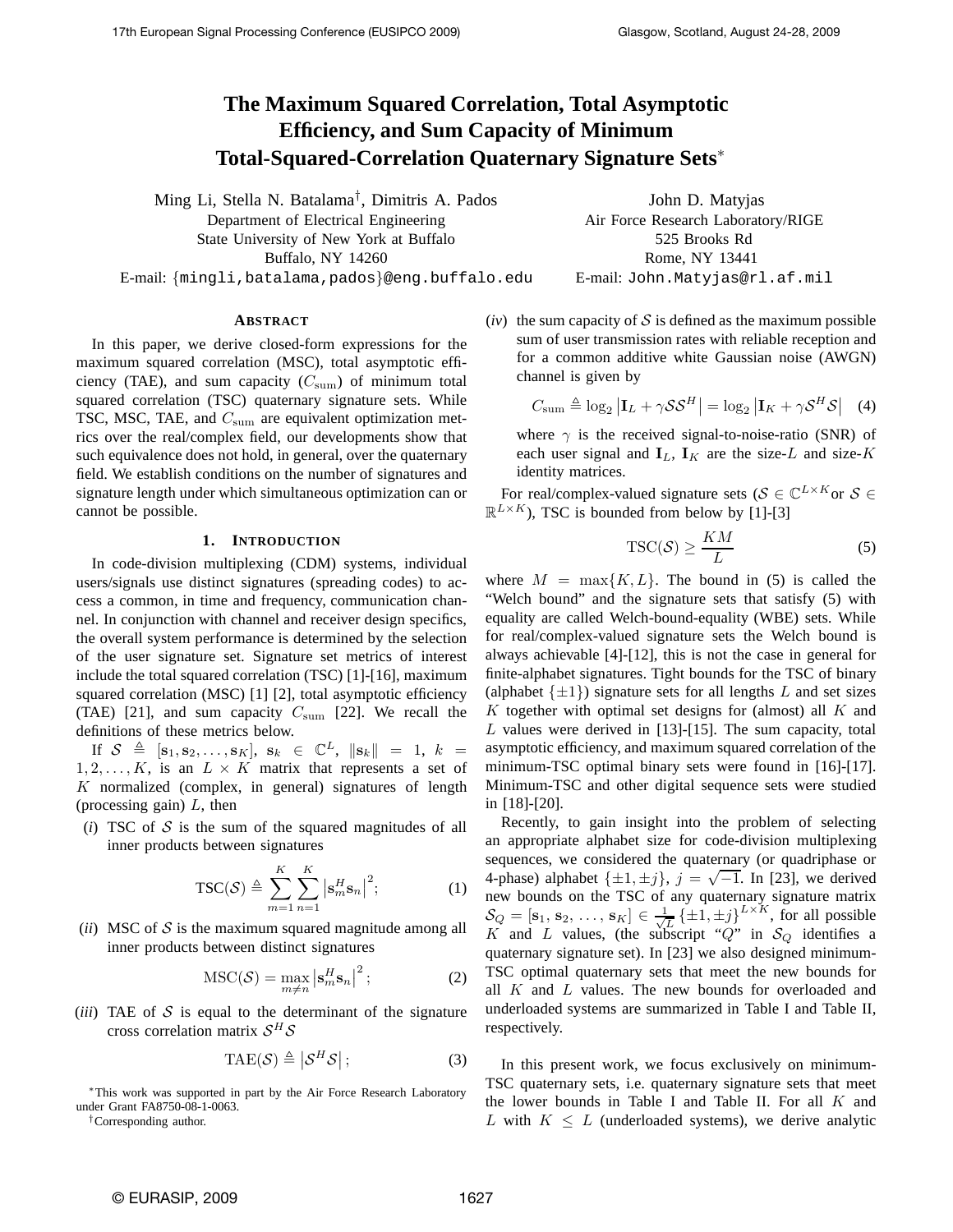# The Maximum Squared Correlation, Total Asymptotic Efficiency, and Sum Capacity of Minimum Total-Squared-Correlation Quaternary Signature Sets*

Ming Li, Stella N. Batalama[†], Dimitris A. Pados
Department of Electrical Engineering
State University of New York at Buffalo
Buffalo, NY 14260
E-mail: {mingli,batalama,pados}@eng.buffalo.edu

John D. Matyjas
Air Force Research Laboratory/RIGE
525 Brooks Rd
Rome, NY 13441
E-mail: John.Matyjas@rl.af.mil

## ABSTRACT

In this paper, we derive closed-form expressions for the maximum squared correlation (MSC), total asymptotic efficiency (TAE), and sum capacity ($C_{\rm sum}$) of minimum total squared correlation (TSC) quaternary signature sets. While TSC, MSC, TAE, and $C_{\rm sum}$ are equivalent optimization metrics over the real/complex field, our developments show that such equivalence does not hold, in general, over the quaternary field. We establish conditions on the number of signatures and signature length under which simultaneous optimization can or cannot be possible.

## 1. INTRODUCTION

In code-division multiplexing (CDM) systems, individual users/signals use distinct signatures (spreading codes) to access a common, in time and frequency, communication channel. In conjunction with channel and receiver design specifics, the overall system performance is determined by the selection of the user signature set. Signature set metrics of interest include the total squared correlation (TSC) [1]-[16], maximum squared correlation (MSC) [1] [2], total asymptotic efficiency (TAE) [21], and sum capacity $C_{\rm sum}$ [22]. We recall the definitions of these metrics below.

If $\mathcal{S} \triangleq [\mathbf{s}_1, \mathbf{s}_2, \ldots, \mathbf{s}_K]$, $\mathbf{s}_k \in \mathbb{C}^L$, $\|\mathbf{s}_k\| = 1$, $k = 1, 2, \ldots, K$, is an $L \times K$ matrix that represents a set of $K$ normalized (complex, in general) signatures of length (processing gain) $L$, then

(*i*) TSC of $\mathcal{S}$ is the sum of the squared magnitudes of all inner products between signatures

$$\mathrm{TSC}(\mathcal{S}) \triangleq \sum_{m=1}^{K}\sum_{n=1}^{K}\left|\mathbf{s}_m^H\mathbf{s}_n\right|^2; \tag{1}$$

(*ii*) MSC of $\mathcal{S}$ is the maximum squared magnitude among all inner products between distinct signatures

$$\mathrm{MSC}(\mathcal{S}) = \max_{m\neq n}\left|\mathbf{s}_m^H\mathbf{s}_n\right|^2; \tag{2}$$

(*iii*) TAE of $\mathcal{S}$ is equal to the determinant of the signature cross correlation matrix $\mathcal{S}^H\mathcal{S}$

$$\mathrm{TAE}(\mathcal{S}) \triangleq \left|\mathcal{S}^H\mathcal{S}\right|; \tag{3}$$

(*iv*) the sum capacity of $\mathcal{S}$ is defined as the maximum possible sum of user transmission rates with reliable reception and for a common additive white Gaussian noise (AWGN) channel is given by

$$C_{\rm sum} \triangleq \log_2\left|\mathbf{I}_L + \gamma\mathcal{S}\mathcal{S}^H\right| = \log_2\left|\mathbf{I}_K + \gamma\mathcal{S}^H\mathcal{S}\right| \tag{4}$$

where $\gamma$ is the received signal-to-noise-ratio (SNR) of each user signal and $\mathbf{I}_L$, $\mathbf{I}_K$ are the size-$L$ and size-$K$ identity matrices.

For real/complex-valued signature sets ($\mathcal{S} \in \mathbb{C}^{L\times K}$or $\mathcal{S} \in \mathbb{R}^{L\times K}$), TSC is bounded from below by [1]-[3]

$$\mathrm{TSC}(\mathcal{S}) \geq \frac{KM}{L} \tag{5}$$

where $M = \max\{K, L\}$. The bound in (5) is called the "Welch bound" and the signature sets that satisfy (5) with equality are called Welch-bound-equality (WBE) sets. While for real/complex-valued signature sets the Welch bound is always achievable [4]-[12], this is not the case in general for finite-alphabet signatures. Tight bounds for the TSC of binary (alphabet $\{\pm 1\}$) signature sets for all lengths $L$ and set sizes $K$ together with optimal set designs for (almost) all $K$ and $L$ values were derived in [13]-[15]. The sum capacity, total asymptotic efficiency, and maximum squared correlation of the minimum-TSC optimal binary sets were found in [16]-[17]. Minimum-TSC and other digital sequence sets were studied in [18]-[20].

Recently, to gain insight into the problem of selecting an appropriate alphabet size for code-division multiplexing sequences, we considered the quaternary (or quadriphase or 4-phase) alphabet $\{\pm 1, \pm j\}$, $j = \sqrt{-1}$. In [23], we derived new bounds on the TSC of any quaternary signature matrix $\mathcal{S}_Q = [\mathbf{s}_1,\, \mathbf{s}_2,\, \ldots,\, \mathbf{s}_K] \in \frac{1}{\sqrt{L}}\{\pm 1, \pm j\}^{L\times K}$, for all possible $K$ and $L$ values, (the subscript "$Q$" in $\mathcal{S}_Q$ identifies a quaternary signature set). In [23] we also designed minimum-TSC optimal quaternary sets that meet the new bounds for all $K$ and $L$ values. The new bounds for overloaded and underloaded systems are summarized in Table I and Table II, respectively.

In this present work, we focus exclusively on minimum-TSC quaternary sets, i.e. quaternary signature sets that meet the lower bounds in Table I and Table II. For all $K$ and $L$ with $K \leq L$ (underloaded systems), we derive analytic

*This work was supported in part by the Air Force Research Laboratory under Grant FA8750-08-1-0063.

[†]Corresponding author.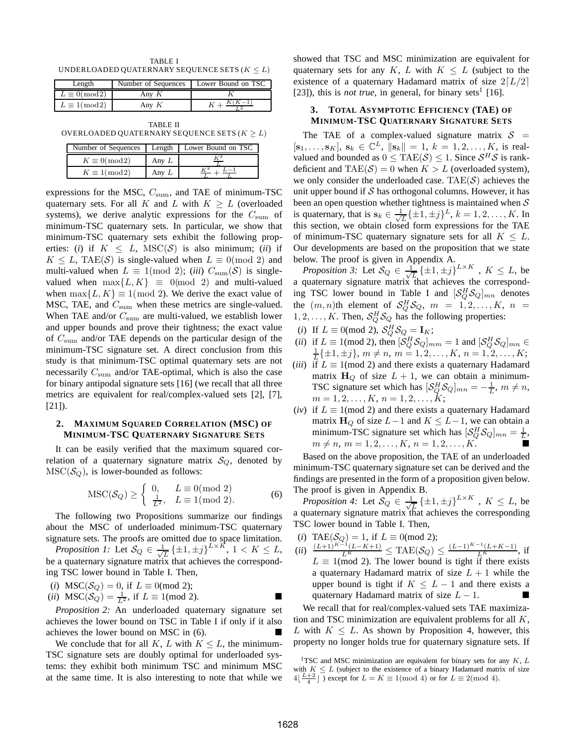TABLE I
UNDERLOADED QUATERNARY SEQUENCE SETS ($K \leq L$)

| Length | Number of Sequences | Lower Bound on TSC |
|---|---|---|
| $L \equiv 0(\text{mod}\,2)$ | Any $K$ | $K$ |
| $L \equiv 1(\text{mod}\,2)$ | Any $K$ | $K + \frac{K(K-1)}{L^2}$ |

TABLE II
OVERLOADED QUATERNARY SEQUENCE SETS ($K \geq L$)

| Number of Sequences | Length | Lower Bound on TSC |
|---|---|---|
| $K \equiv 0(\text{mod}\,2)$ | Any $L$ | $\frac{K^2}{L}$ |
| $K \equiv 1(\text{mod}\,2)$ | Any $L$ | $\frac{K^2}{L} + \frac{L-1}{L}$ |

expressions for the MSC, $C_{\text{sum}}$, and TAE of minimum-TSC quaternary sets. For all $K$ and $L$ with $K \geq L$ (overloaded systems), we derive analytic expressions for the $C_{\text{sum}}$ of minimum-TSC quaternary sets. In particular, we show that minimum-TSC quaternary sets exhibit the following properties: (*i*) if $K \leq L$, $\text{MSC}(\mathcal{S})$ is also minimum; (*ii*) if $K \leq L$, $\text{TAE}(\mathcal{S})$ is single-valued when $L \equiv 0(\text{mod}\ 2)$ and multi-valued when $L \equiv 1(\text{mod}\ 2)$; (*iii*) $C_{\text{sum}}(\mathcal{S})$ is single-valued when $\max\{L, K\} \equiv 0(\text{mod}\ 2)$ and multi-valued when $\max\{L, K\} \equiv 1(\text{mod}\ 2)$. We derive the exact value of MSC, TAE, and $C_{\text{sum}}$ when these metrics are single-valued. When TAE and/or $C_{\text{sum}}$ are multi-valued, we establish lower and upper bounds and prove their tightness; the exact value of $C_{\text{sum}}$ and/or TAE depends on the particular design of the minimum-TSC signature set. A direct conclusion from this study is that minimum-TSC optimal quaternary sets are not necessarily $C_{\text{sum}}$ and/or TAE-optimal, which is also the case for binary antipodal signature sets [16] (we recall that all three metrics are equivalent for real/complex-valued sets [2], [7], [21]).

## 2. Maximum Squared Correlation (MSC) of Minimum-TSC Quaternary Signature Sets

It can be easily verified that the maximum squared correlation of a quaternary signature matrix $\mathcal{S}_Q$, denoted by $\text{MSC}(\mathcal{S}_Q)$, is lower-bounded as follows:

$$\text{MSC}(\mathcal{S}_Q) \geq \begin{cases} 0, & L \equiv 0(\text{mod}\ 2) \\ \frac{1}{L^2}, & L \equiv 1(\text{mod}\ 2). \end{cases} \tag{6}$$

The following two Propositions summarize our findings about the MSC of underloaded minimum-TSC quaternary signature sets. The proofs are omitted due to space limitation.

*Proposition 1:* Let $\mathcal{S}_Q \in \frac{1}{\sqrt{L}}\{\pm 1, \pm j\}^{L \times K}$, $1 < K \leq L$, be a quaternary signature matrix that achieves the corresponding TSC lower bound in Table I. Then,

(*i*) $\text{MSC}(\mathcal{S}_Q) = 0$, if $L \equiv 0(\text{mod}\ 2)$;
(*ii*) $\text{MSC}(\mathcal{S}_Q) = \frac{1}{L^2}$, if $L \equiv 1(\text{mod}\ 2)$. ■

*Proposition 2:* An underloaded quaternary signature set achieves the lower bound on TSC in Table I if only if it also achieves the lower bound on MSC in (6). ■

We conclude that for all $K$, $L$ with $K \leq L$, the minimum-TSC signature sets are doubly optimal for underloaded systems: they exhibit both minimum TSC and minimum MSC at the same time. It is also interesting to note that while we showed that TSC and MSC minimization are equivalent for quaternary sets for any $K$, $L$ with $K \leq L$ (subject to the existence of a quaternary Hadamard matrix of size $2\lceil L/2 \rceil$ [23]), this is *not true*, in general, for binary sets[1] [16].

## 3. Total Asymptotic Efficiency (TAE) of Minimum-TSC Quaternary Signature Sets

The TAE of a complex-valued signature matrix $\mathcal{S} = [\mathbf{s}_1, \ldots, \mathbf{s}_K]$, $\mathbf{s}_k \in \mathbb{C}^L$, $\|\mathbf{s}_k\| = 1$, $k = 1, 2, \ldots, K$, is real-valued and bounded as $0 \leq \text{TAE}(\mathcal{S}) \leq 1$. Since $\mathcal{S}^H\mathcal{S}$ is rank-deficient and $\text{TAE}(\mathcal{S}) = 0$ when $K > L$ (overloaded system), we only consider the underloaded case. $\text{TAE}(\mathcal{S})$ achieves the unit upper bound if $\mathcal{S}$ has orthogonal columns. However, it has been an open question whether tightness is maintained when $\mathcal{S}$ is quaternary, that is $\mathbf{s}_k \in \frac{1}{\sqrt{L}}\{\pm 1, \pm j\}^L$, $k = 1, 2, \ldots, K$. In this section, we obtain closed form expressions for the TAE of minimum-TSC quaternary signature sets for all $K \leq L$. Our developments are based on the proposition that we state below. The proof is given in Appendix A.

*Proposition 3:* Let $\mathcal{S}_Q \in \frac{1}{\sqrt{L}}\{\pm 1, \pm j\}^{L \times K}$ , $K \leq L$, be a quaternary signature matrix that achieves the corresponding TSC lower bound in Table I and $[\mathcal{S}_Q^H\mathcal{S}_Q]_{mn}$ denotes the $(m, n)$th element of $\mathcal{S}_Q^H\mathcal{S}_Q$, $m = 1, 2, \ldots, K$, $n = 1, 2, \ldots, K$. Then, $\mathcal{S}_Q^H\mathcal{S}_Q$ has the following properties:

(*i*) If $L \equiv 0(\text{mod}\ 2)$, $\mathcal{S}_Q^H\mathcal{S}_Q = \mathbf{I}_K$;
(*ii*) if $L \equiv 1(\text{mod}\ 2)$, then $[\mathcal{S}_Q^H\mathcal{S}_Q]_{mm} = 1$ and $[\mathcal{S}_Q^H\mathcal{S}_Q]_{mn} \in \frac{1}{L}\{\pm 1, \pm j\}$, $m \neq n$, $m = 1, 2, \ldots, K$, $n = 1, 2, \ldots, K$;
(*iii*) if $L \equiv 1(\text{mod}\ 2)$ and there exists a quaternary Hadamard matrix $\mathbf{H}_Q$ of size $L + 1$, we can obtain a minimum-TSC signature set which has $[\mathcal{S}_Q^H\mathcal{S}_Q]_{mn} = -\frac{1}{L}$, $m \neq n$, $m = 1, 2, \ldots, K$, $n = 1, 2, \ldots, K$;
(*iv*) if $L \equiv 1(\text{mod}\ 2)$ and there exists a quaternary Hadamard matrix $\mathbf{H}_Q$ of size $L-1$ and $K \leq L-1$, we can obtain a minimum-TSC signature set which has $[\mathcal{S}_Q^H\mathcal{S}_Q]_{mn} = \frac{1}{L}$, $m \neq n$, $m = 1, 2, \ldots, K$, $n = 1, 2, \ldots, K$. ■

Based on the above proposition, the TAE of an underloaded minimum-TSC quaternary signature set can be derived and the findings are presented in the form of a proposition given below. The proof is given in Appendix B.

*Proposition 4:* Let $\mathcal{S}_Q \in \frac{1}{\sqrt{L}}\{\pm 1, \pm j\}^{L \times K}$ , $K \leq L$, be a quaternary signature matrix that achieves the corresponding TSC lower bound in Table I. Then,

(*i*) $\text{TAE}(\mathcal{S}_Q) = 1$, if $L \equiv 0(\text{mod}\ 2)$;
(*ii*) $\frac{(L+1)^{K-1}(L-K+1)}{L^K} \leq \text{TAE}(\mathcal{S}_Q) \leq \frac{(L-1)^{K-1}(L+K-1)}{L^K}$, if $L \equiv 1(\text{mod}\ 2)$. The lower bound is tight if there exists a quaternary Hadamard matrix of size $L + 1$ while the upper bound is tight if $K \leq L - 1$ and there exists a quaternary Hadamard matrix of size $L - 1$. ■

We recall that for real/complex-valued sets TAE maximization and TSC minimization are equivalent problems for all $K$, $L$ with $K \leq L$. As shown by Proposition 4, however, this property no longer holds true for quaternary signature sets. If

[1] TSC and MSC minimization are equivalent for binary sets for any $K$, $L$ with $K \leq L$ (subject to the existence of a binary Hadamard matrix of size $4\lfloor \frac{L+2}{4} \rfloor$) except for $L = K \equiv 1(\text{mod}\ 4)$ or for $L \equiv 2(\text{mod}\ 4)$.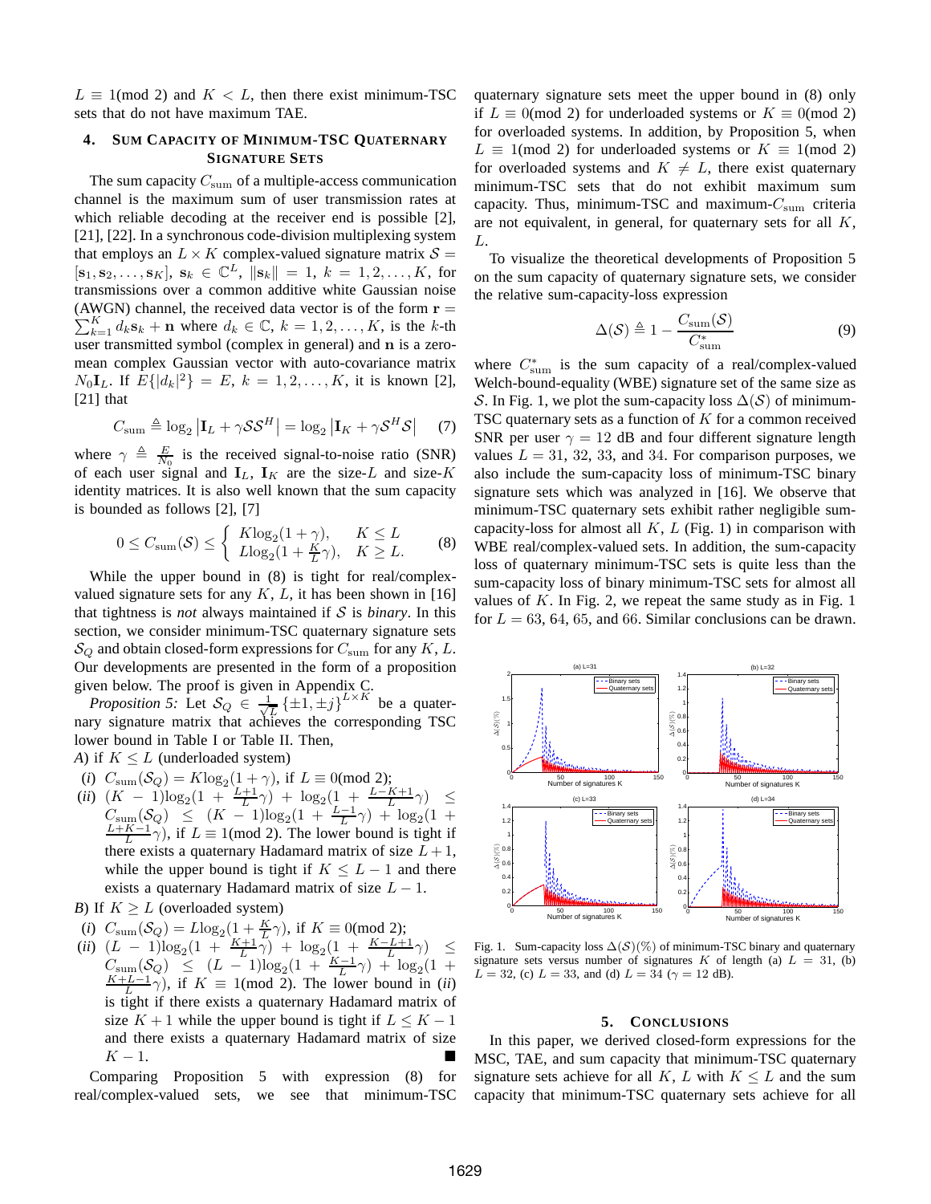$L \equiv 1 \pmod 2$ and $K < L$, then there exist minimum-TSC sets that do not have maximum TAE.

## 4. Sum Capacity of Minimum-TSC Quaternary Signature Sets

The sum capacity $C_{\text{sum}}$ of a multiple-access communication channel is the maximum sum of user transmission rates at which reliable decoding at the receiver end is possible [2], [21], [22]. In a synchronous code-division multiplexing system that employs an $L \times K$ complex-valued signature matrix $\mathcal{S} = [\mathbf{s}_1, \mathbf{s}_2, \ldots, \mathbf{s}_K]$, $\mathbf{s}_k \in \mathbb{C}^L$, $\|\mathbf{s}_k\| = 1$, $k = 1, 2, \ldots, K$, for transmissions over a common additive white Gaussian noise (AWGN) channel, the received data vector is of the form $\mathbf{r} = \sum_{k=1}^{K} d_k \mathbf{s}_k + \mathbf{n}$ where $d_k \in \mathbb{C}$, $k = 1, 2, \ldots, K$, is the $k$-th user transmitted symbol (complex in general) and $\mathbf{n}$ is a zero-mean complex Gaussian vector with auto-covariance matrix $N_0 \mathbf{I}_L$. If $E\{|d_k|^2\} = E$, $k = 1, 2, \ldots, K$, it is known [2], [21] that

$$C_{\text{sum}} \triangleq \log_2 \left| \mathbf{I}_L + \gamma \mathcal{S}\mathcal{S}^H \right| = \log_2 \left| \mathbf{I}_K + \gamma \mathcal{S}^H \mathcal{S} \right| \quad (7)$$

where $\gamma \triangleq \frac{E}{N_0}$ is the received signal-to-noise ratio (SNR) of each user signal and $\mathbf{I}_L$, $\mathbf{I}_K$ are the size-$L$ and size-$K$ identity matrices. It is also well known that the sum capacity is bounded as follows [2], [7]

$$0 \leq C_{\text{sum}}(\mathcal{S}) \leq \begin{cases} K \log_2(1+\gamma), & K \leq L \\ L \log_2(1 + \frac{K}{L}\gamma), & K \geq L. \end{cases} \quad (8)$$

While the upper bound in (8) is tight for real/complex-valued signature sets for any $K$, $L$, it has been shown in [16] that tightness is *not* always maintained if $\mathcal{S}$ is *binary*. In this section, we consider minimum-TSC quaternary signature sets $\mathcal{S}_Q$ and obtain closed-form expressions for $C_{\text{sum}}$ for any $K$, $L$. Our developments are presented in the form of a proposition given below. The proof is given in Appendix C.

*Proposition 5:* Let $\mathcal{S}_Q \in \frac{1}{\sqrt{L}}\{\pm 1, \pm j\}^{L \times K}$ be a quaternary signature matrix that achieves the corresponding TSC lower bound in Table I or Table II. Then,

*A)* if $K \leq L$ (underloaded system)

(*i*) $C_{\text{sum}}(\mathcal{S}_Q) = K \log_2(1+\gamma)$, if $L \equiv 0 \pmod 2$;

(*ii*) $(K-1)\log_2(1 + \frac{L+1}{L}\gamma) + \log_2(1 + \frac{L-K+1}{L}\gamma) \leq C_{\text{sum}}(\mathcal{S}_Q) \leq (K-1)\log_2(1 + \frac{L-1}{L}\gamma) + \log_2(1 + \frac{L+K-1}{L}\gamma)$, if $L \equiv 1 \pmod 2$. The lower bound is tight if there exists a quaternary Hadamard matrix of size $L+1$, while the upper bound is tight if $K \leq L-1$ and there exists a quaternary Hadamard matrix of size $L-1$.

*B)* If $K \geq L$ (overloaded system)

(*i*) $C_{\text{sum}}(\mathcal{S}_Q) = L \log_2(1 + \frac{K}{L}\gamma)$, if $K \equiv 0 \pmod 2$;

(*ii*) $(L-1)\log_2(1 + \frac{K+1}{L}\gamma) + \log_2(1 + \frac{K-L+1}{L}\gamma) \leq C_{\text{sum}}(\mathcal{S}_Q) \leq (L-1)\log_2(1 + \frac{K-1}{L}\gamma) + \log_2(1 + \frac{K+L-1}{L}\gamma)$, if $K \equiv 1 \pmod 2$. The lower bound in (*ii*) is tight if there exists a quaternary Hadamard matrix of size $K+1$ while the upper bound is tight if $L \leq K-1$ and there exists a quaternary Hadamard matrix of size $K-1$. ■

Comparing Proposition 5 with expression (8) for real/complex-valued sets, we see that minimum-TSC quaternary signature sets meet the upper bound in (8) only if $L \equiv 0 \pmod 2$ for underloaded systems or $K \equiv 0 \pmod 2$ for overloaded systems. In addition, by Proposition 5, when $L \equiv 1 \pmod 2$ for underloaded systems or $K \equiv 1 \pmod 2$ for overloaded systems and $K \neq L$, there exist quaternary minimum-TSC sets that do not exhibit maximum sum capacity. Thus, minimum-TSC and maximum-$C_{\text{sum}}$ criteria are not equivalent, in general, for quaternary sets for all $K$, $L$.

To visualize the theoretical developments of Proposition 5 on the sum capacity of quaternary signature sets, we consider the relative sum-capacity-loss expression

$$\Delta(\mathcal{S}) \triangleq 1 - \frac{C_{\text{sum}}(\mathcal{S})}{C^*_{\text{sum}}} \quad (9)$$

where $C^*_{\text{sum}}$ is the sum capacity of a real/complex-valued Welch-bound-equality (WBE) signature set of the same size as $\mathcal{S}$. In Fig. 1, we plot the sum-capacity loss $\Delta(\mathcal{S})$ of minimum-TSC quaternary sets as a function of $K$ for a common received SNR per user $\gamma = 12$ dB and four different signature length values $L = 31$, $32$, $33$, and $34$. For comparison purposes, we also include the sum-capacity loss of minimum-TSC binary signature sets which was analyzed in [16]. We observe that minimum-TSC quaternary sets exhibit rather negligible sum-capacity-loss for almost all $K$, $L$ (Fig. 1) in comparison with WBE real/complex-valued sets. In addition, the sum-capacity loss of quaternary minimum-TSC sets is quite less than the sum-capacity loss of binary minimum-TSC sets for almost all values of $K$. In Fig. 2, we repeat the same study as in Fig. 1 for $L = 63$, $64$, $65$, and $66$. Similar conclusions can be drawn.

Fig. 1. Sum-capacity loss $\Delta(\mathcal{S})(\%)$ of minimum-TSC binary and quaternary signature sets versus number of signatures $K$ of length (a) $L = 31$, (b) $L = 32$, (c) $L = 33$, and (d) $L = 34$ ($\gamma = 12$ dB).

## 5. Conclusions

In this paper, we derived closed-form expressions for the MSC, TAE, and sum capacity that minimum-TSC quaternary signature sets achieve for all $K$, $L$ with $K \leq L$ and the sum capacity that minimum-TSC quaternary sets achieve for all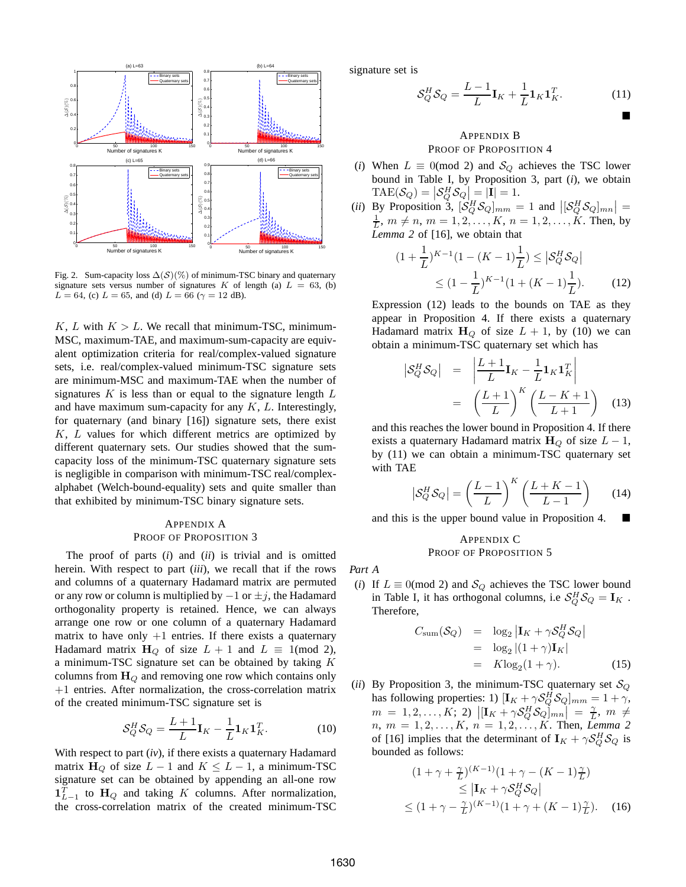Fig. 2. Sum-capacity loss $\Delta(\mathcal{S})(\%)$ of minimum-TSC binary and quaternary signature sets versus number of signatures $K$ of length (a) $L = 63$, (b) $L = 64$, (c) $L = 65$, and (d) $L = 66$ ($\gamma = 12$ dB).

$K$, $L$ with $K > L$. We recall that minimum-TSC, minimum-MSC, maximum-TAE, and maximum-sum-capacity are equivalent optimization criteria for real/complex-valued signature sets, i.e. real/complex-valued minimum-TSC signature sets are minimum-MSC and maximum-TAE when the number of signatures $K$ is less than or equal to the signature length $L$ and have maximum sum-capacity for any $K$, $L$. Interestingly, for quaternary (and binary [16]) signature sets, there exist $K$, $L$ values for which different metrics are optimized by different quaternary sets. Our studies showed that the sum-capacity loss of the minimum-TSC quaternary signature sets is negligible in comparison with minimum-TSC real/complex-alphabet (Welch-bound-equality) sets and quite smaller than that exhibited by minimum-TSC binary signature sets.

## Appendix A
## Proof of Proposition 3

The proof of parts (*i*) and (*ii*) is trivial and is omitted herein. With respect to part (*iii*), we recall that if the rows and columns of a quaternary Hadamard matrix are permuted or any row or column is multiplied by $-1$ or $\pm j$, the Hadamard orthogonality property is retained. Hence, we can always arrange one row or one column of a quaternary Hadamard matrix to have only $+1$ entries. If there exists a quaternary Hadamard matrix $\mathbf{H}_Q$ of size $L+1$ and $L \equiv 1(\text{mod } 2)$, a minimum-TSC signature set can be obtained by taking $K$ columns from $\mathbf{H}_Q$ and removing one row which contains only $+1$ entries. After normalization, the cross-correlation matrix of the created minimum-TSC signature set is

$$\mathcal{S}_Q^H \mathcal{S}_Q = \frac{L+1}{L}\mathbf{I}_K - \frac{1}{L}\mathbf{1}_K\mathbf{1}_K^T. \tag{10}$$

With respect to part (*iv*), if there exists a quaternary Hadamard matrix $\mathbf{H}_Q$ of size $L-1$ and $K \leq L-1$, a minimum-TSC signature set can be obtained by appending an all-one row $\mathbf{1}_{L-1}^T$ to $\mathbf{H}_Q$ and taking $K$ columns. After normalization, the cross-correlation matrix of the created minimum-TSC signature set is

$$\mathcal{S}_Q^H \mathcal{S}_Q = \frac{L-1}{L}\mathbf{I}_K + \frac{1}{L}\mathbf{1}_K\mathbf{1}_K^T. \tag{11}$$

■

## Appendix B
## Proof of Proposition 4

(*i*) When $L \equiv 0(\text{mod } 2)$ and $\mathcal{S}_Q$ achieves the TSC lower bound in Table I, by Proposition 3, part (*i*), we obtain $\text{TAE}(\mathcal{S}_Q) = \left|\mathcal{S}_Q^H \mathcal{S}_Q\right| = |\mathbf{I}| = 1$.

(*ii*) By Proposition 3, $[\mathcal{S}_Q^H \mathcal{S}_Q]_{mm} = 1$ and $\left|[\mathcal{S}_Q^H \mathcal{S}_Q]_{mn}\right| = \frac{1}{L}$, $m \neq n$, $m = 1, 2, \ldots, K$, $n = 1, 2, \ldots, K$. Then, by *Lemma 2* of [16], we obtain that

$$\begin{aligned}(1+\frac{1}{L})^{K-1}(1-(K-1)\frac{1}{L}) &\leq \left|\mathcal{S}_Q^H \mathcal{S}_Q\right| \\ &\leq (1-\frac{1}{L})^{K-1}(1+(K-1)\frac{1}{L}).\end{aligned} \tag{12}$$

Expression (12) leads to the bounds on TAE as they appear in Proposition 4. If there exists a quaternary Hadamard matrix $\mathbf{H}_Q$ of size $L+1$, by (10) we can obtain a minimum-TSC quaternary set which has

$$\begin{aligned}\left|\mathcal{S}_Q^H \mathcal{S}_Q\right| &= \left|\frac{L+1}{L}\mathbf{I}_K - \frac{1}{L}\mathbf{1}_K\mathbf{1}_K^T\right| \\ &= \left(\frac{L+1}{L}\right)^K \left(\frac{L-K+1}{L+1}\right)\end{aligned} \tag{13}$$

and this reaches the lower bound in Proposition 4. If there exists a quaternary Hadamard matrix $\mathbf{H}_Q$ of size $L-1$, by (11) we can obtain a minimum-TSC quaternary set with TAE

$$\left|\mathcal{S}_Q^H \mathcal{S}_Q\right| = \left(\frac{L-1}{L}\right)^K \left(\frac{L+K-1}{L-1}\right) \tag{14}$$

and this is the upper bound value in Proposition 4. ■

## Appendix C
## Proof of Proposition 5

*Part A*

(*i*) If $L \equiv 0(\text{mod } 2)$ and $\mathcal{S}_Q$ achieves the TSC lower bound in Table I, it has orthogonal columns, i.e $\mathcal{S}_Q^H \mathcal{S}_Q = \mathbf{I}_K$. Therefore,

$$\begin{aligned}C_{\text{sum}}(\mathcal{S}_Q) &= \log_2\left|\mathbf{I}_K + \gamma\mathcal{S}_Q^H \mathcal{S}_Q\right| \\ &= \log_2\left|(1+\gamma)\mathbf{I}_K\right| \\ &= K\log_2(1+\gamma).\end{aligned} \tag{15}$$

(*ii*) By Proposition 3, the minimum-TSC quaternary set $\mathcal{S}_Q$ has following properties: 1) $[\mathbf{I}_K + \gamma\mathcal{S}_Q^H \mathcal{S}_Q]_{mm} = 1+\gamma$, $m = 1, 2, \ldots, K$; 2) $\left|[\mathbf{I}_K + \gamma\mathcal{S}_Q^H \mathcal{S}_Q]_{mn}\right| = \frac{\gamma}{L}$, $m \neq n$, $m = 1, 2, \ldots, K$, $n = 1, 2, \ldots, K$. Then, *Lemma 2* of [16] implies that the determinant of $\mathbf{I}_K + \gamma\mathcal{S}_Q^H \mathcal{S}_Q$ is bounded as follows:

$$\begin{aligned}(1+\gamma+\tfrac{\gamma}{L})^{(K-1)}(1+\gamma-(K-1)\tfrac{\gamma}{L}) \\ \leq \left|\mathbf{I}_K + \gamma\mathcal{S}_Q^H \mathcal{S}_Q\right| \\ \leq (1+\gamma-\tfrac{\gamma}{L})^{(K-1)}(1+\gamma+(K-1)\tfrac{\gamma}{L}).\end{aligned} \tag{16}$$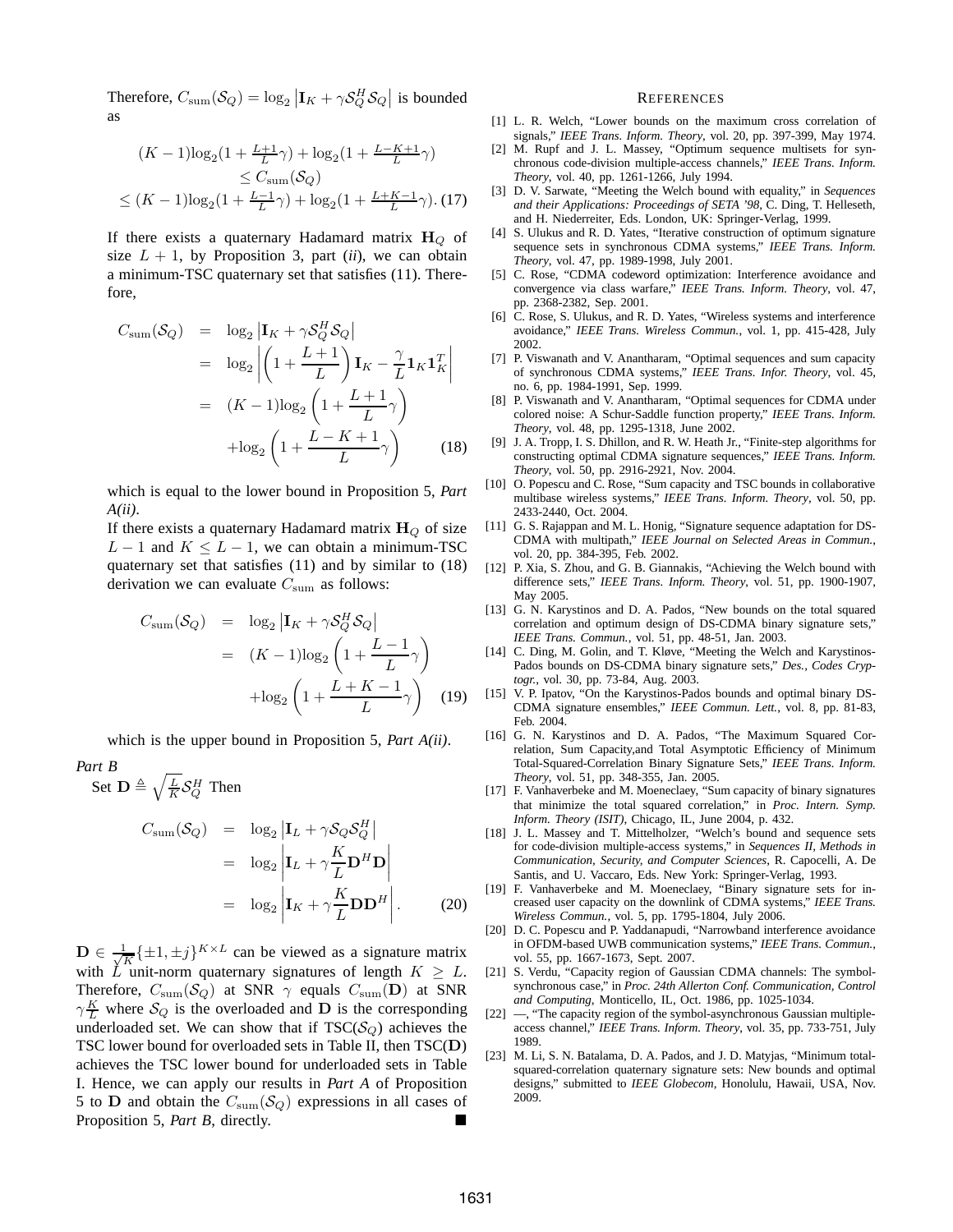Therefore, $C_{\rm sum}(\mathcal{S}_Q) = \log_2 \left|\mathbf{I}_K + \gamma \mathcal{S}_Q^H \mathcal{S}_Q\right|$ is bounded as

$$
\begin{aligned}
(K-1)\log_2(1+\tfrac{L+1}{L}\gamma) + \log_2(1+\tfrac{L-K+1}{L}\gamma) \\
\leq C_{\rm sum}(\mathcal{S}_Q) \\
\leq (K-1)\log_2(1+\tfrac{L-1}{L}\gamma) + \log_2(1+\tfrac{L+K-1}{L}\gamma). \quad (17)
\end{aligned}
$$

If there exists a quaternary Hadamard matrix $\mathbf{H}_Q$ of size $L+1$, by Proposition 3, part (*ii*), we can obtain a minimum-TSC quaternary set that satisfies (11). Therefore,

$$
\begin{aligned}
C_{\rm sum}(\mathcal{S}_Q) &= \log_2 \left|\mathbf{I}_K + \gamma \mathcal{S}_Q^H \mathcal{S}_Q\right| \\
&= \log_2 \left|\left(1+\frac{L+1}{L}\right)\mathbf{I}_K - \frac{\gamma}{L}\mathbf{1}_K\mathbf{1}_K^T\right| \\
&= (K-1)\log_2\left(1+\frac{L+1}{L}\gamma\right) \\
&\quad +\log_2\left(1+\frac{L-K+1}{L}\gamma\right) \qquad (18)
\end{aligned}
$$

which is equal to the lower bound in Proposition 5, *Part A(ii)*.

If there exists a quaternary Hadamard matrix $\mathbf{H}_Q$ of size $L-1$ and $K \leq L-1$, we can obtain a minimum-TSC quaternary set that satisfies (11) and by similar to (18) derivation we can evaluate $C_{\rm sum}$ as follows:

$$
\begin{aligned}
C_{\rm sum}(\mathcal{S}_Q) &= \log_2 \left|\mathbf{I}_K + \gamma \mathcal{S}_Q^H \mathcal{S}_Q\right| \\
&= (K-1)\log_2\left(1+\frac{L-1}{L}\gamma\right) \\
&\quad +\log_2\left(1+\frac{L+K-1}{L}\gamma\right) \qquad (19)
\end{aligned}
$$

which is the upper bound in Proposition 5, *Part A(ii)*.

*Part B*

Set $\mathbf{D} \triangleq \sqrt{\frac{L}{K}}\mathcal{S}_Q^H$ Then

$$
\begin{aligned}
C_{\rm sum}(\mathcal{S}_Q) &= \log_2 \left|\mathbf{I}_L + \gamma \mathcal{S}_Q \mathcal{S}_Q^H\right| \\
&= \log_2 \left|\mathbf{I}_L + \gamma \frac{K}{L}\mathbf{D}^H\mathbf{D}\right| \\
&= \log_2 \left|\mathbf{I}_K + \gamma \frac{K}{L}\mathbf{D}\mathbf{D}^H\right|. \qquad (20)
\end{aligned}
$$

$\mathbf{D} \in \frac{1}{\sqrt{K}}\{\pm1, \pm j\}^{K\times L}$ can be viewed as a signature matrix with $L$ unit-norm quaternary signatures of length $K \geq L$. Therefore, $C_{\rm sum}(\mathcal{S}_Q)$ at SNR $\gamma$ equals $C_{\rm sum}(\mathbf{D})$ at SNR $\gamma\frac{K}{L}$ where $\mathcal{S}_Q$ is the overloaded and $\mathbf{D}$ is the corresponding underloaded set. We can show that if TSC($\mathcal{S}_Q$) achieves the TSC lower bound for overloaded sets in Table II, then TSC($\mathbf{D}$) achieves the TSC lower bound for underloaded sets in Table I. Hence, we can apply our results in *Part A* of Proposition 5 to $\mathbf{D}$ and obtain the $C_{\rm sum}(\mathcal{S}_Q)$ expressions in all cases of Proposition 5, *Part B*, directly. ■

## REFERENCES

[1] L. R. Welch, "Lower bounds on the maximum cross correlation of signals," *IEEE Trans. Inform. Theory*, vol. 20, pp. 397-399, May 1974.

[2] M. Rupf and J. L. Massey, "Optimum sequence multisets for synchronous code-division multiple-access channels," *IEEE Trans. Inform. Theory*, vol. 40, pp. 1261-1266, July 1994.

[3] D. V. Sarwate, "Meeting the Welch bound with equality," in *Sequences and their Applications: Proceedings of SETA '98*, C. Ding, T. Helleseth, and H. Niederreiter, Eds. London, UK: Springer-Verlag, 1999.

[4] S. Ulukus and R. D. Yates, "Iterative construction of optimum signature sequence sets in synchronous CDMA systems," *IEEE Trans. Inform. Theory*, vol. 47, pp. 1989-1998, July 2001.

[5] C. Rose, "CDMA codeword optimization: Interference avoidance and convergence via class warfare," *IEEE Trans. Inform. Theory*, vol. 47, pp. 2368-2382, Sep. 2001.

[6] C. Rose, S. Ulukus, and R. D. Yates, "Wireless systems and interference avoidance," *IEEE Trans. Wireless Commun.*, vol. 1, pp. 415-428, July 2002.

[7] P. Viswanath and V. Anantharam, "Optimal sequences and sum capacity of synchronous CDMA systems," *IEEE Trans. Infor. Theory*, vol. 45, no. 6, pp. 1984-1991, Sep. 1999.

[8] P. Viswanath and V. Anantharam, "Optimal sequences for CDMA under colored noise: A Schur-Saddle function property," *IEEE Trans. Inform. Theory*, vol. 48, pp. 1295-1318, June 2002.

[9] J. A. Tropp, I. S. Dhillon, and R. W. Heath Jr., "Finite-step algorithms for constructing optimal CDMA signature sequences," *IEEE Trans. Inform. Theory*, vol. 50, pp. 2916-2921, Nov. 2004.

[10] O. Popescu and C. Rose, "Sum capacity and TSC bounds in collaborative multibase wireless systems," *IEEE Trans. Inform. Theory*, vol. 50, pp. 2433-2440, Oct. 2004.

[11] G. S. Rajappan and M. L. Honig, "Signature sequence adaptation for DS-CDMA with multipath," *IEEE Journal on Selected Areas in Commun.*, vol. 20, pp. 384-395, Feb. 2002.

[12] P. Xia, S. Zhou, and G. B. Giannakis, "Achieving the Welch bound with difference sets," *IEEE Trans. Inform. Theory*, vol. 51, pp. 1900-1907, May 2005.

[13] G. N. Karystinos and D. A. Pados, "New bounds on the total squared correlation and optimum design of DS-CDMA binary signature sets," *IEEE Trans. Commun.*, vol. 51, pp. 48-51, Jan. 2003.

[14] C. Ding, M. Golin, and T. Kløve, "Meeting the Welch and Karystinos-Pados bounds on DS-CDMA binary signature sets," *Des., Codes Cryptogr.*, vol. 30, pp. 73-84, Aug. 2003.

[15] V. P. Ipatov, "On the Karystinos-Pados bounds and optimal binary DS-CDMA signature ensembles," *IEEE Commun. Lett.*, vol. 8, pp. 81-83, Feb. 2004.

[16] G. N. Karystinos and D. A. Pados, "The Maximum Squared Correlation, Sum Capacity,and Total Asymptotic Efficiency of Minimum Total-Squared-Correlation Binary Signature Sets," *IEEE Trans. Inform. Theory*, vol. 51, pp. 348-355, Jan. 2005.

[17] F. Vanhaverbeke and M. Moeneclaey, "Sum capacity of binary signatures that minimize the total squared correlation," in *Proc. Intern. Symp. Inform. Theory (ISIT)*, Chicago, IL, June 2004, p. 432.

[18] J. L. Massey and T. Mittelholzer, "Welch's bound and sequence sets for code-division multiple-access systems," in *Sequences II, Methods in Communication, Security, and Computer Sciences*, R. Capocelli, A. De Santis, and U. Vaccaro, Eds. New York: Springer-Verlag, 1993.

[19] F. Vanhaverbeke and M. Moeneclaey, "Binary signature sets for increased user capacity on the downlink of CDMA systems," *IEEE Trans. Wireless Commun.*, vol. 5, pp. 1795-1804, July 2006.

[20] D. C. Popescu and P. Yaddanapudi, "Narrowband interference avoidance in OFDM-based UWB communication systems," *IEEE Trans. Commun.*, vol. 55, pp. 1667-1673, Sept. 2007.

[21] S. Verdu, "Capacity region of Gaussian CDMA channels: The symbol-synchronous case," in *Proc. 24th Allerton Conf. Communication, Control and Computing*, Monticello, IL, Oct. 1986, pp. 1025-1034.

[22] —, "The capacity region of the symbol-asynchronous Gaussian multiple-access channel," *IEEE Trans. Inform. Theory*, vol. 35, pp. 733-751, July 1989.

[23] M. Li, S. N. Batalama, D. A. Pados, and J. D. Matyjas, "Minimum total-squared-correlation quaternary signature sets: New bounds and optimal designs," submitted to *IEEE Globecom*, Honolulu, Hawaii, USA, Nov. 2009.